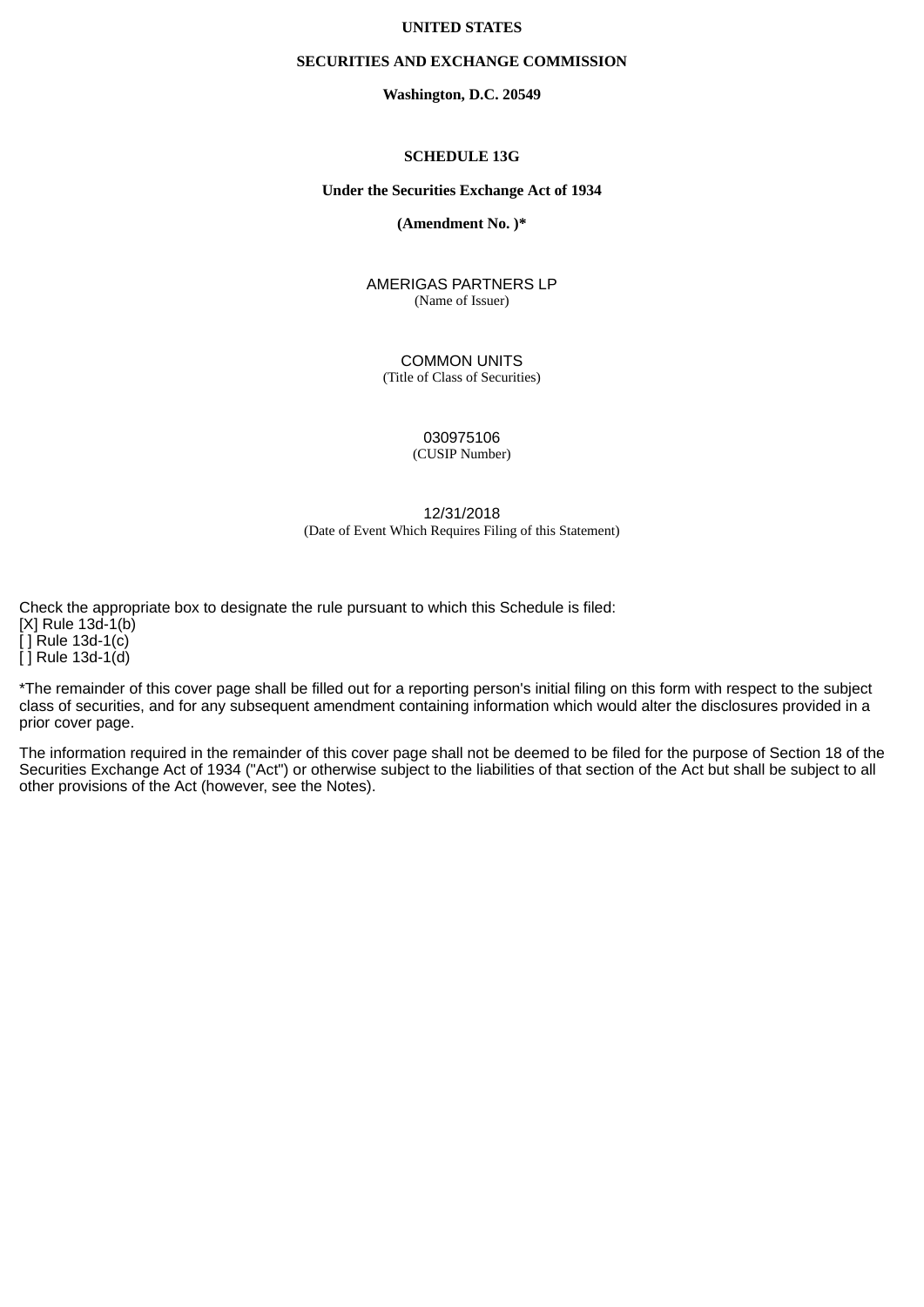**UNITED STATES**

**SECURITIES AND EXCHANGE COMMISSION**

**Washington, D.C. 20549**

**SCHEDULE 13G**

**Under the Securities Exchange Act of 1934**

**(Amendment No. )***

AMERIGAS PARTNERS LP
(Name of Issuer)

COMMON UNITS
(Title of Class of Securities)

030975106
(CUSIP Number)

12/31/2018
(Date of Event Which Requires Filing of this Statement)

Check the appropriate box to designate the rule pursuant to which this Schedule is filed:
[X] Rule 13d-1(b)
[ ] Rule 13d-1(c)
[ ] Rule 13d-1(d)

*The remainder of this cover page shall be filled out for a reporting person's initial filing on this form with respect to the subject class of securities, and for any subsequent amendment containing information which would alter the disclosures provided in a prior cover page.

The information required in the remainder of this cover page shall not be deemed to be filed for the purpose of Section 18 of the Securities Exchange Act of 1934 ("Act") or otherwise subject to the liabilities of that section of the Act but shall be subject to all other provisions of the Act (however, see the Notes).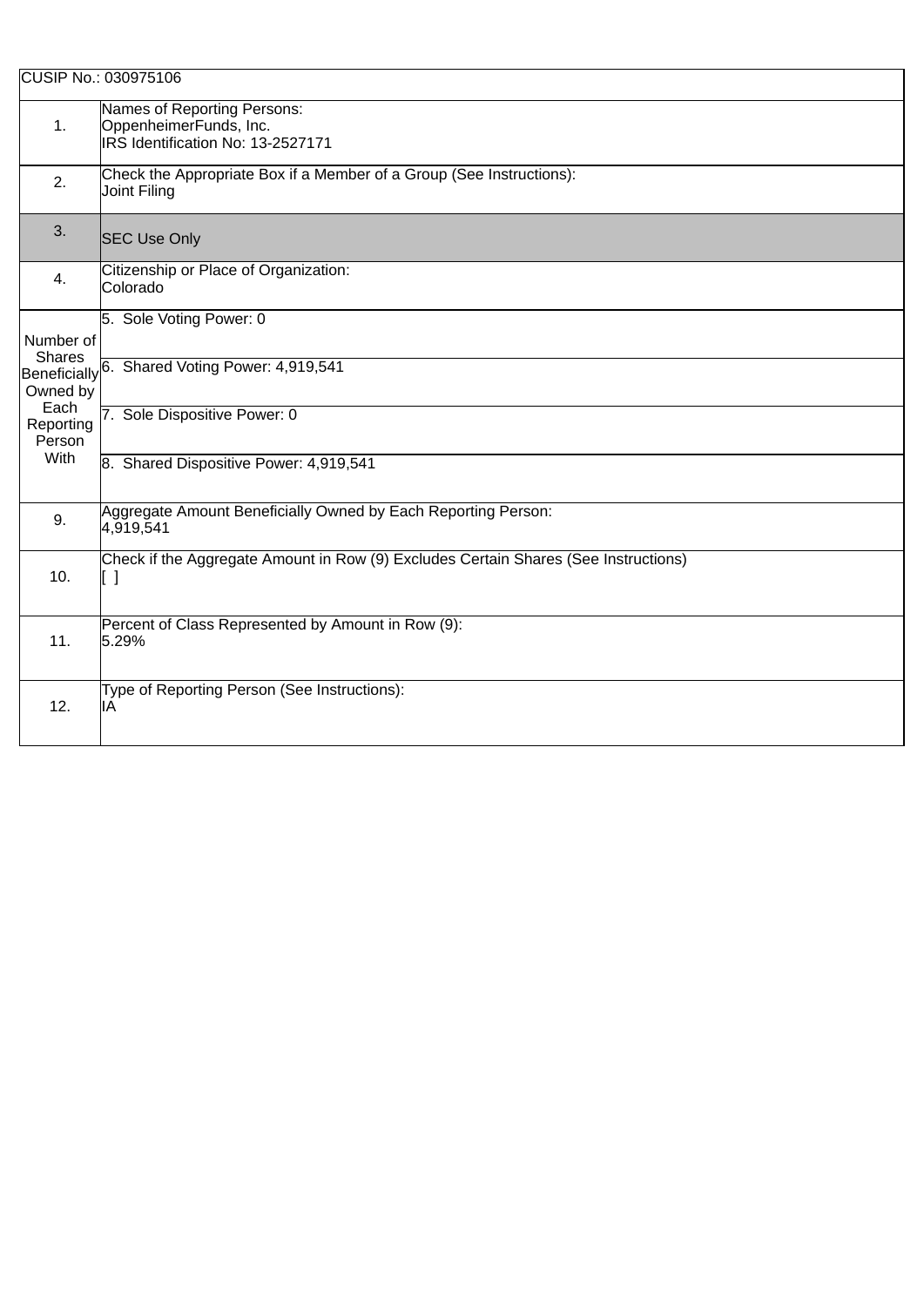| CUSIP No.: 030975106 | |
|---|---|
| 1. | Names of Reporting Persons:<br>OppenheimerFunds, Inc.<br>IRS Identification No: 13-2527171 |
| 2. | Check the Appropriate Box if a Member of a Group (See Instructions):<br>Joint Filing |
| 3. | SEC Use Only |
| 4. | Citizenship or Place of Organization:<br>Colorado |
| Number of Shares Beneficially Owned by Each Reporting Person With | 5. Sole Voting Power: 0 |
| | 6. Shared Voting Power: 4,919,541 |
| | 7. Sole Dispositive Power: 0 |
| | 8. Shared Dispositive Power: 4,919,541 |
| 9. | Aggregate Amount Beneficially Owned by Each Reporting Person:<br>4,919,541 |
| 10. | Check if the Aggregate Amount in Row (9) Excludes Certain Shares (See Instructions)<br>[ ] |
| 11. | Percent of Class Represented by Amount in Row (9):<br>5.29% |
| 12. | Type of Reporting Person (See Instructions):<br>IA |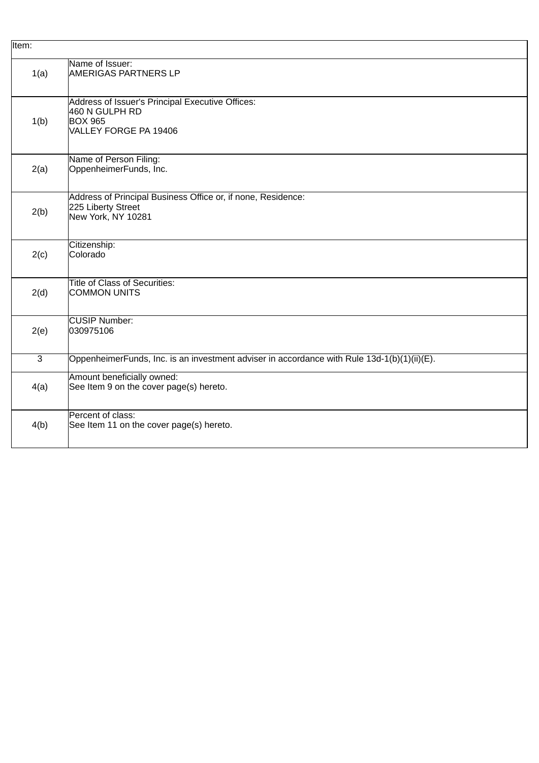| Item: | |
|---|---|
| 1(a) | Name of Issuer:<br>AMERIGAS PARTNERS LP |
| 1(b) | Address of Issuer's Principal Executive Offices:<br>460 N GULPH RD<br>BOX 965<br>VALLEY FORGE PA 19406 |
| 2(a) | Name of Person Filing:<br>OppenheimerFunds, Inc. |
| 2(b) | Address of Principal Business Office or, if none, Residence:<br>225 Liberty Street<br>New York, NY 10281 |
| 2(c) | Citizenship:<br>Colorado |
| 2(d) | Title of Class of Securities:<br>COMMON UNITS |
| 2(e) | CUSIP Number:<br>030975106 |
| 3 | OppenheimerFunds, Inc. is an investment adviser in accordance with Rule 13d-1(b)(1)(ii)(E). |
| 4(a) | Amount beneficially owned:<br>See Item 9 on the cover page(s) hereto. |
| 4(b) | Percent of class:<br>See Item 11 on the cover page(s) hereto. |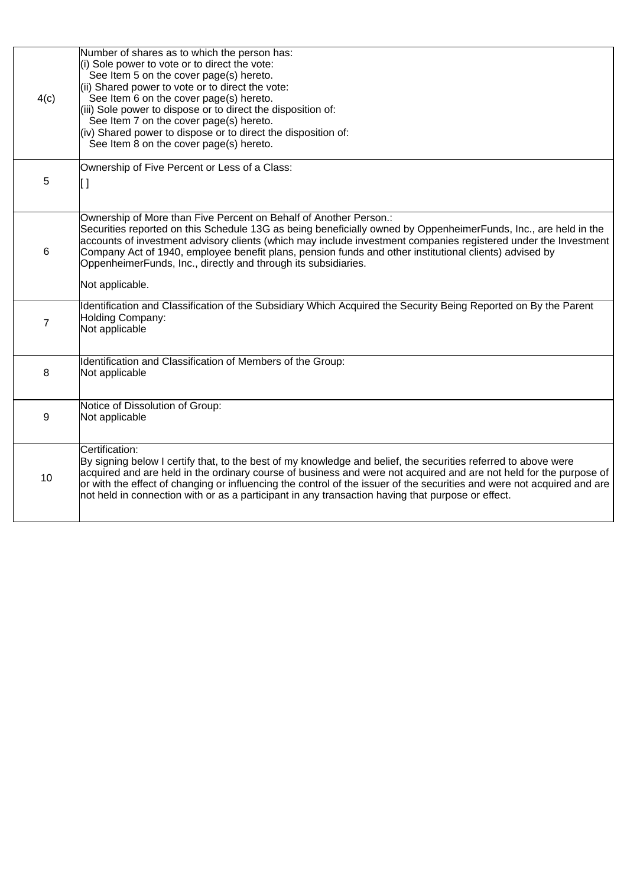| | |
|---|---|
| 4(c) | Number of shares as to which the person has:<br>(i) Sole power to vote or to direct the vote:<br>See Item 5 on the cover page(s) hereto.<br>(ii) Shared power to vote or to direct the vote:<br>See Item 6 on the cover page(s) hereto.<br>(iii) Sole power to dispose or to direct the disposition of:<br>See Item 7 on the cover page(s) hereto.<br>(iv) Shared power to dispose or to direct the disposition of:<br>See Item 8 on the cover page(s) hereto. |
| 5 | Ownership of Five Percent or Less of a Class:<br>[ ] |
| 6 | Ownership of More than Five Percent on Behalf of Another Person.:<br>Securities reported on this Schedule 13G as being beneficially owned by OppenheimerFunds, Inc., are held in the accounts of investment advisory clients (which may include investment companies registered under the Investment Company Act of 1940, employee benefit plans, pension funds and other institutional clients) advised by OppenheimerFunds, Inc., directly and through its subsidiaries.<br><br>Not applicable. |
| 7 | Identification and Classification of the Subsidiary Which Acquired the Security Being Reported on By the Parent Holding Company:<br>Not applicable |
| 8 | Identification and Classification of Members of the Group:<br>Not applicable |
| 9 | Notice of Dissolution of Group:<br>Not applicable |
| 10 | Certification:<br>By signing below I certify that, to the best of my knowledge and belief, the securities referred to above were acquired and are held in the ordinary course of business and were not acquired and are not held for the purpose of or with the effect of changing or influencing the control of the issuer of the securities and were not acquired and are not held in connection with or as a participant in any transaction having that purpose or effect. |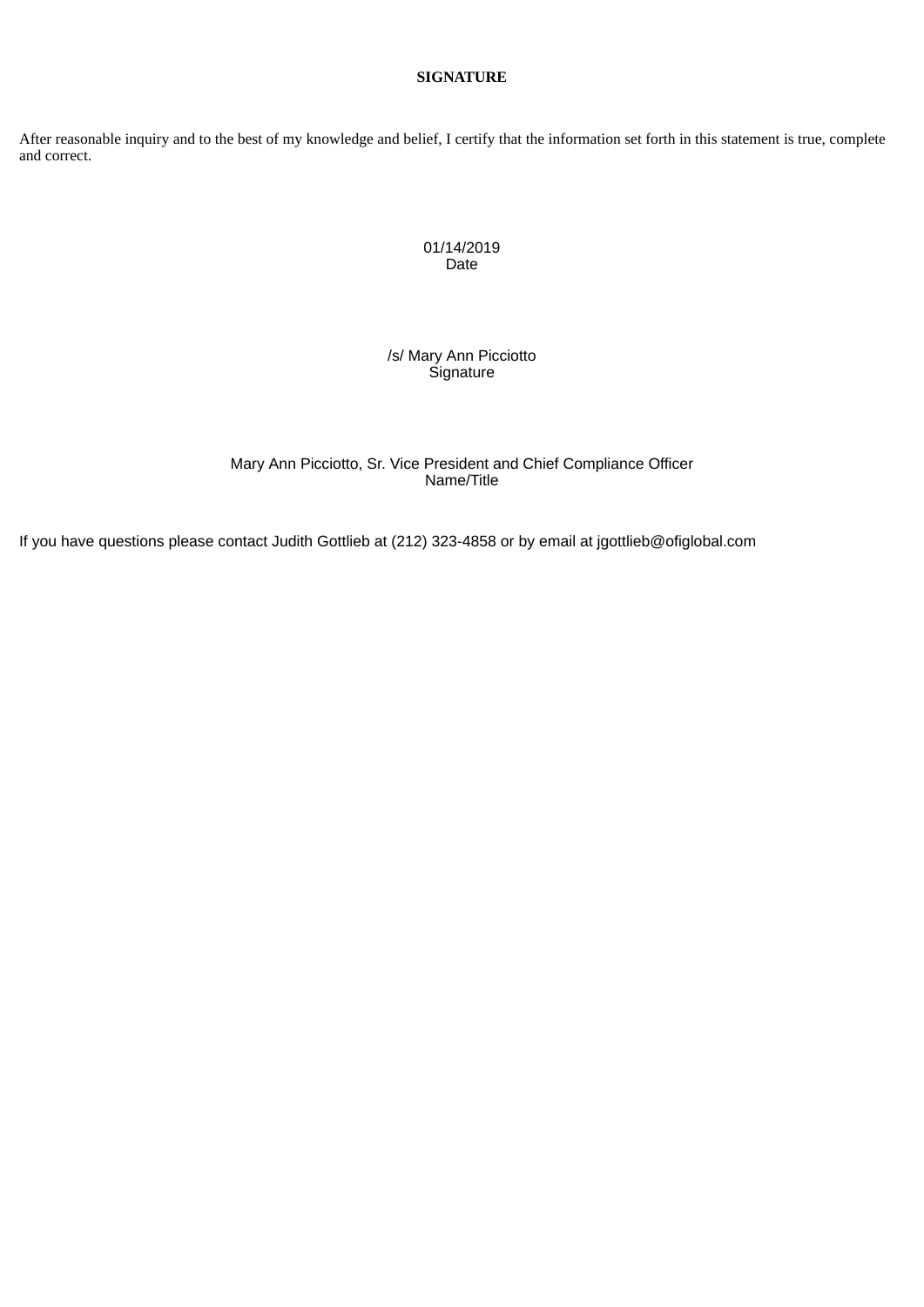**SIGNATURE**

After reasonable inquiry and to the best of my knowledge and belief, I certify that the information set forth in this statement is true, complete and correct.

01/14/2019
Date

/s/ Mary Ann Picciotto
Signature

Mary Ann Picciotto, Sr. Vice President and Chief Compliance Officer
Name/Title

If you have questions please contact Judith Gottlieb at (212) 323-4858 or by email at jgottlieb@ofiglobal.com